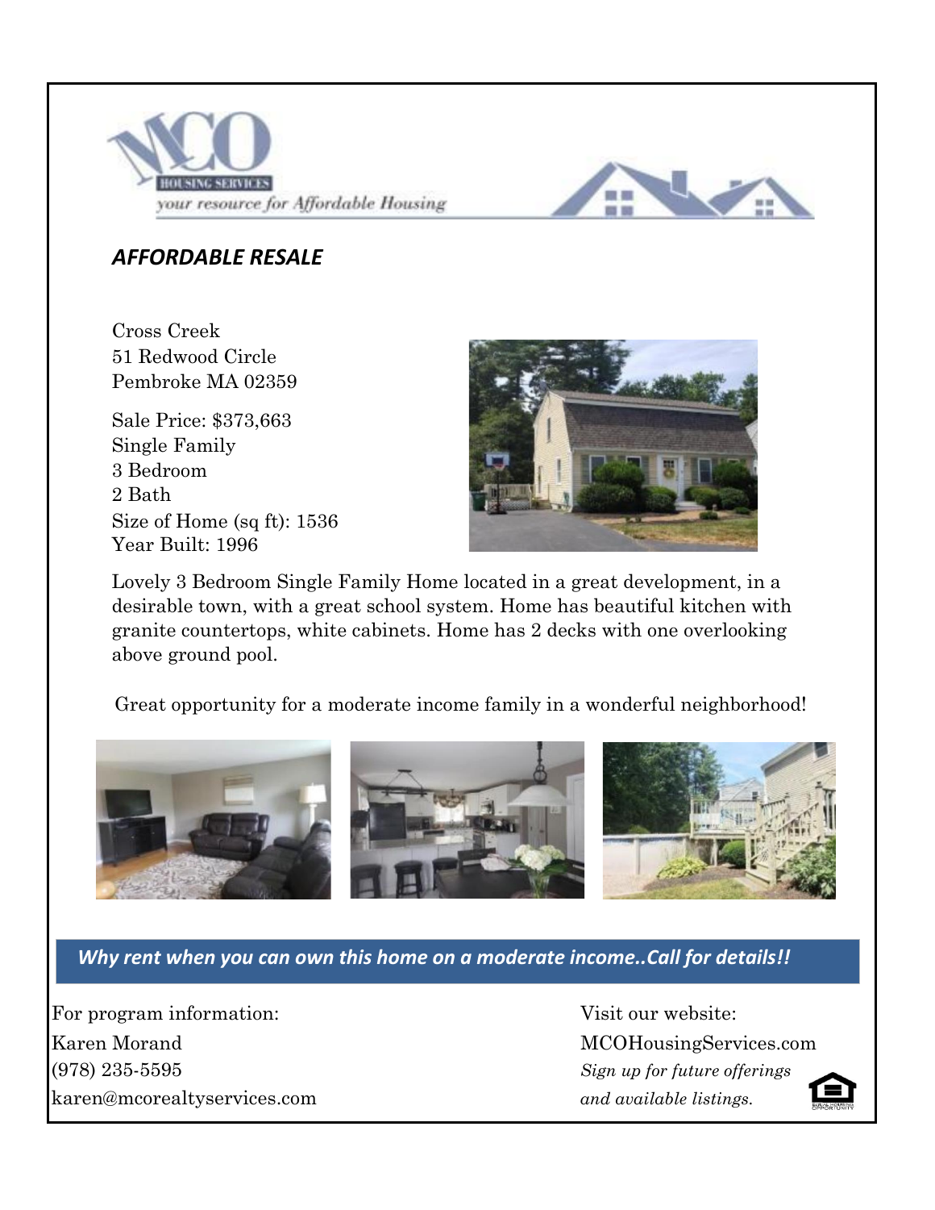MCO HOUSING SERVICES

*your resource for Affordable Housing*

## *AFFORDABLE RESALE*

Cross Creek
51 Redwood Circle
Pembroke MA 02359

Sale Price: $373,663
Single Family
3 Bedroom
2 Bath
Size of Home (sq ft): 1536
Year Built: 1996

Lovely 3 Bedroom Single Family Home located in a great development, in a desirable town, with a great school system. Home has beautiful kitchen with granite countertops, white cabinets. Home has 2 decks with one overlooking above ground pool.

Great opportunity for a moderate income family in a wonderful neighborhood!

***Why rent when you can own this home on a moderate income..Call for details!!***

For program information:
Karen Morand
(978) 235-5595
karen@mcorealtyservices.com

Visit our website:
MCOHousingServices.com
*Sign up for future offerings and available listings.*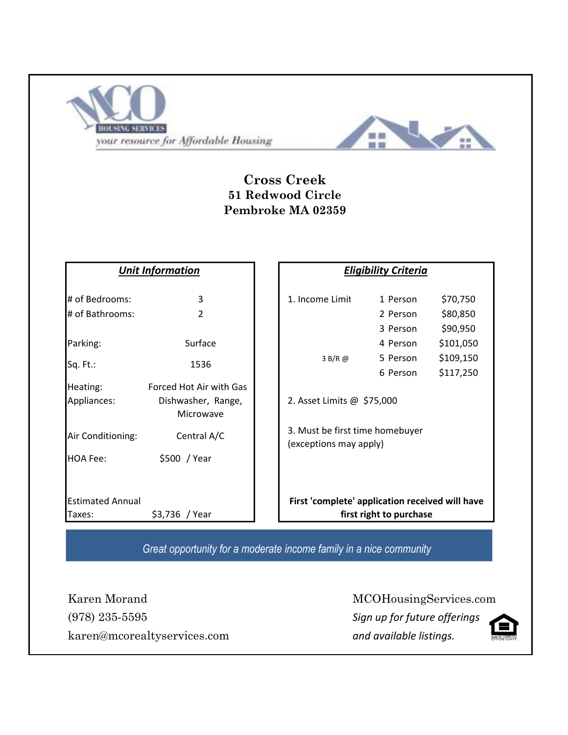MCO HOUSING SERVICES
*your resource for Affordable Housing*

# Cross Creek
## 51 Redwood Circle
## Pembroke MA 02359

***Unit Information***

| | |
|---|---|
| # of Bedrooms: | 3 |
| # of Bathrooms: | 2 |
| Parking: | Surface |
| Sq. Ft.: | 1536 |
| Heating: | Forced Hot Air with Gas |
| Appliances: | Dishwasher, Range, Microwave |
| Air Conditioning: | Central A/C |
| HOA Fee: | $500 / Year |
| Estimated Annual Taxes: | $3,736 / Year |

***Eligibility Criteria***

1. Income Limit

| | | |
|---|---|---|
| | 1 Person | $70,750 |
| | 2 Person | $80,850 |
| | 3 Person | $90,950 |
| | 4 Person | $101,050 |
| 3 B/R @ | 5 Person | $109,150 |
| | 6 Person | $117,250 |

2. Asset Limits @ $75,000

3. Must be first time homebuyer (exceptions may apply)

**First 'complete' application received will have first right to purchase**

*Great opportunity for a moderate income family in a nice community*

Karen Morand
(978) 235-5595
karen@mcorealtyservices.com

MCOHousingServices.com
*Sign up for future offerings and available listings.*